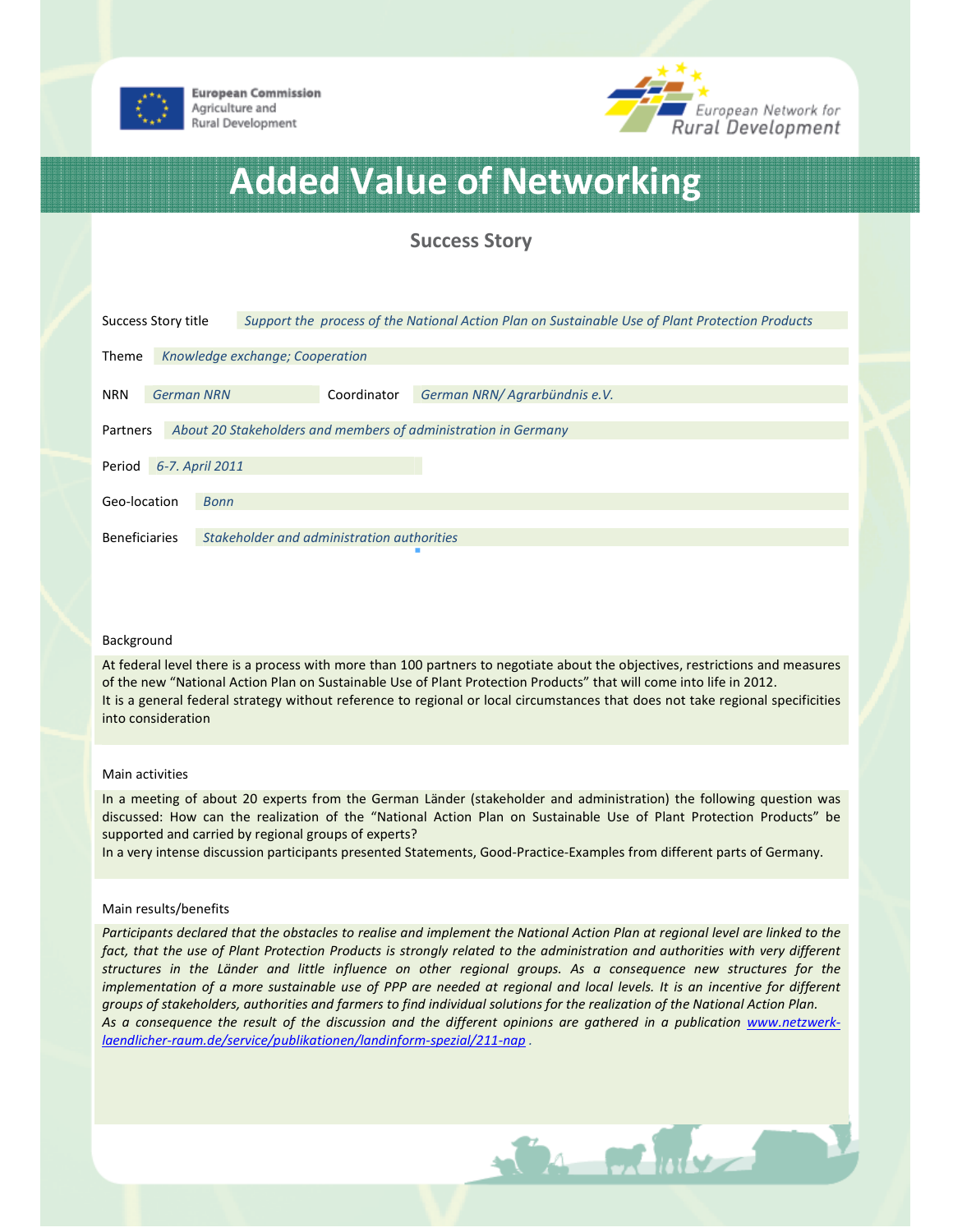European Commission
Agriculture and
Rural Development

European Network for
Rural Development

# Added Value of Networking

## Success Story

| | |
|---|---|
| Success Story title | *Support the process of the National Action Plan on Sustainable Use of Plant Protection Products* |
| Theme | *Knowledge exchange; Cooperation* |
| NRN | *German NRN* |
| Coordinator | *German NRN/ Agrarbündnis e.V.* |
| Partners | *About 20 Stakeholders and members of administration in Germany* |
| Period | *6-7. April 2011* |
| Geo-location | *Bonn* |
| Beneficiaries | *Stakeholder and administration authorities* |

### Background

At federal level there is a process with more than 100 partners to negotiate about the objectives, restrictions and measures of the new "National Action Plan on Sustainable Use of Plant Protection Products" that will come into life in 2012.
It is a general federal strategy without reference to regional or local circumstances that does not take regional specificities into consideration

### Main activities

In a meeting of about 20 experts from the German Länder (stakeholder and administration) the following question was discussed: How can the realization of the "National Action Plan on Sustainable Use of Plant Protection Products" be supported and carried by regional groups of experts?
In a very intense discussion participants presented Statements, Good-Practice-Examples from different parts of Germany.

### Main results/benefits

*Participants declared that the obstacles to realise and implement the National Action Plan at regional level are linked to the fact, that the use of Plant Protection Products is strongly related to the administration and authorities with very different structures in the Länder and little influence on other regional groups. As a consequence new structures for the implementation of a more sustainable use of PPP are needed at regional and local levels. It is an incentive for different groups of stakeholders, authorities and farmers to find individual solutions for the realization of the National Action Plan.*
*As a consequence the result of the discussion and the different opinions are gathered in a publication [www.netzwerk-laendlicher-raum.de/service/publikationen/landinform-spezial/211-nap](www.netzwerk-laendlicher-raum.de/service/publikationen/landinform-spezial/211-nap) .*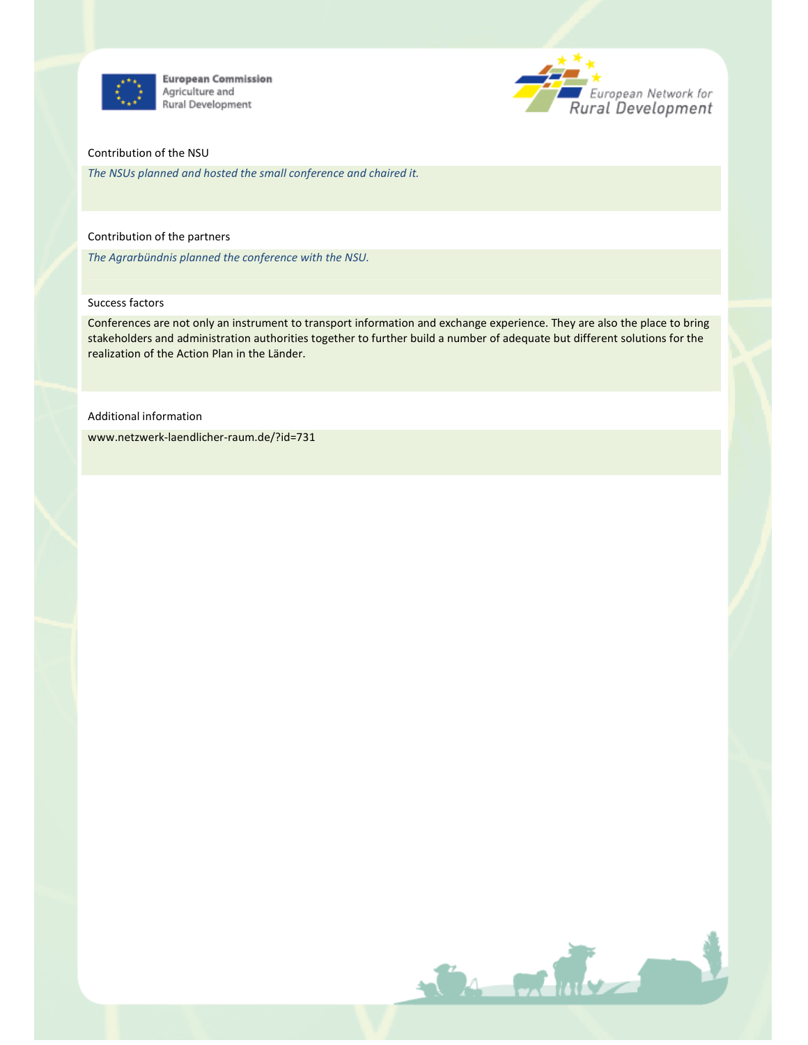Contribution of the NSU

*The NSUs planned and hosted the small conference and chaired it.*

Contribution of the partners

*The Agrarbündnis planned the conference with the NSU.*

Success factors

Conferences are not only an instrument to transport information and exchange experience. They are also the place to bring stakeholders and administration authorities together to further build a number of adequate but different solutions for the realization of the Action Plan in the Länder.

Additional information

www.netzwerk-laendlicher-raum.de/?id=731